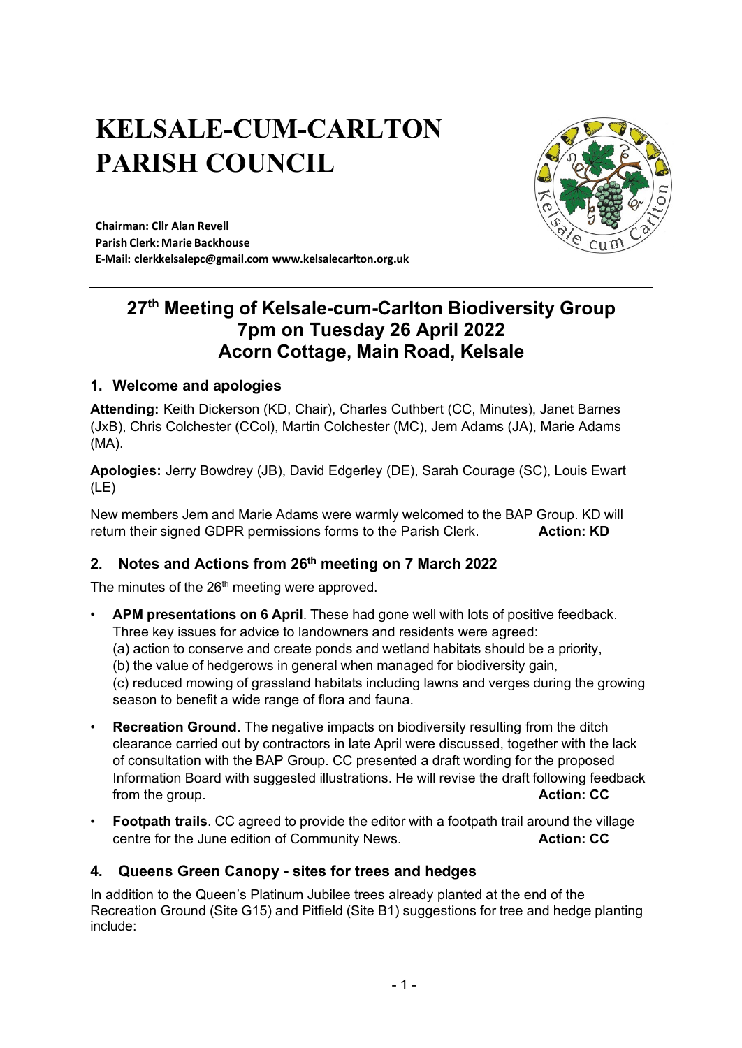# KELSALE-CUM-CARLTON PARISH COUNCIL

**Chairman: Cllr Alan Revell**
**Parish Clerk: Marie Backhouse**
**E-Mail: clerkkelsalepc@gmail.com www.kelsalecarlton.org.uk**

---

## 27th Meeting of Kelsale-cum-Carlton Biodiversity Group 7pm on Tuesday 26 April 2022 Acorn Cottage, Main Road, Kelsale

### 1. Welcome and apologies

**Attending:** Keith Dickerson (KD, Chair), Charles Cuthbert (CC, Minutes), Janet Barnes (JxB), Chris Colchester (CCol), Martin Colchester (MC), Jem Adams (JA), Marie Adams (MA).

**Apologies:** Jerry Bowdrey (JB), David Edgerley (DE), Sarah Courage (SC), Louis Ewart (LE)

New members Jem and Marie Adams were warmly welcomed to the BAP Group. KD will return their signed GDPR permissions forms to the Parish Clerk. **Action: KD**

### 2. Notes and Actions from 26th meeting on 7 March 2022

The minutes of the 26th meeting were approved.

- **APM presentations on 6 April**. These had gone well with lots of positive feedback. Three key issues for advice to landowners and residents were agreed:
  (a) action to conserve and create ponds and wetland habitats should be a priority,
  (b) the value of hedgerows in general when managed for biodiversity gain,
  (c) reduced mowing of grassland habitats including lawns and verges during the growing season to benefit a wide range of flora and fauna.
- **Recreation Ground**. The negative impacts on biodiversity resulting from the ditch clearance carried out by contractors in late April were discussed, together with the lack of consultation with the BAP Group. CC presented a draft wording for the proposed Information Board with suggested illustrations. He will revise the draft following feedback from the group. **Action: CC**
- **Footpath trails**. CC agreed to provide the editor with a footpath trail around the village centre for the June edition of Community News. **Action: CC**

### 4. Queens Green Canopy - sites for trees and hedges

In addition to the Queen's Platinum Jubilee trees already planted at the end of the Recreation Ground (Site G15) and Pitfield (Site B1) suggestions for tree and hedge planting include: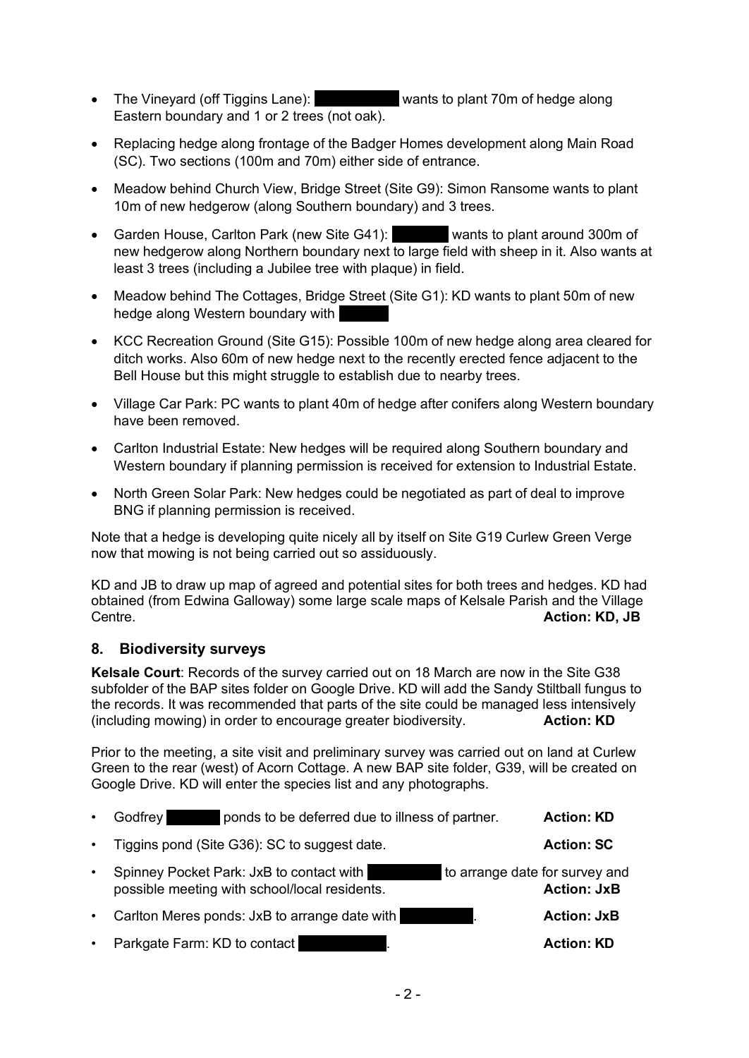- The Vineyard (off Tiggins Lane): ██████████ wants to plant 70m of hedge along Eastern boundary and 1 or 2 trees (not oak).
- Replacing hedge along frontage of the Badger Homes development along Main Road (SC). Two sections (100m and 70m) either side of entrance.
- Meadow behind Church View, Bridge Street (Site G9): Simon Ransome wants to plant 10m of new hedgerow (along Southern boundary) and 3 trees.
- Garden House, Carlton Park (new Site G41): ██████ wants to plant around 300m of new hedgerow along Northern boundary next to large field with sheep in it. Also wants at least 3 trees (including a Jubilee tree with plaque) in field.
- Meadow behind The Cottages, Bridge Street (Site G1): KD wants to plant 50m of new hedge along Western boundary with ██████
- KCC Recreation Ground (Site G15): Possible 100m of new hedge along area cleared for ditch works. Also 60m of new hedge next to the recently erected fence adjacent to the Bell House but this might struggle to establish due to nearby trees.
- Village Car Park: PC wants to plant 40m of hedge after conifers along Western boundary have been removed.
- Carlton Industrial Estate: New hedges will be required along Southern boundary and Western boundary if planning permission is received for extension to Industrial Estate.
- North Green Solar Park: New hedges could be negotiated as part of deal to improve BNG if planning permission is received.

Note that a hedge is developing quite nicely all by itself on Site G19 Curlew Green Verge now that mowing is not being carried out so assiduously.

KD and JB to draw up map of agreed and potential sites for both trees and hedges. KD had obtained (from Edwina Galloway) some large scale maps of Kelsale Parish and the Village Centre. **Action: KD, JB**

## 8. Biodiversity surveys

**Kelsale Court**: Records of the survey carried out on 18 March are now in the Site G38 subfolder of the BAP sites folder on Google Drive. KD will add the Sandy Stiltball fungus to the records. It was recommended that parts of the site could be managed less intensively (including mowing) in order to encourage greater biodiversity. **Action: KD**

Prior to the meeting, a site visit and preliminary survey was carried out on land at Curlew Green to the rear (west) of Acorn Cottage. A new BAP site folder, G39, will be created on Google Drive. KD will enter the species list and any photographs.

- Godfrey ██████ ponds to be deferred due to illness of partner. **Action: KD**
- Tiggins pond (Site G36): SC to suggest date. **Action: SC**
- Spinney Pocket Park: JxB to contact with ████████ to arrange date for survey and possible meeting with school/local residents. **Action: JxB**
- Carlton Meres ponds: JxB to arrange date with ████████. **Action: JxB**
- Parkgate Farm: KD to contact ██████████. **Action: KD**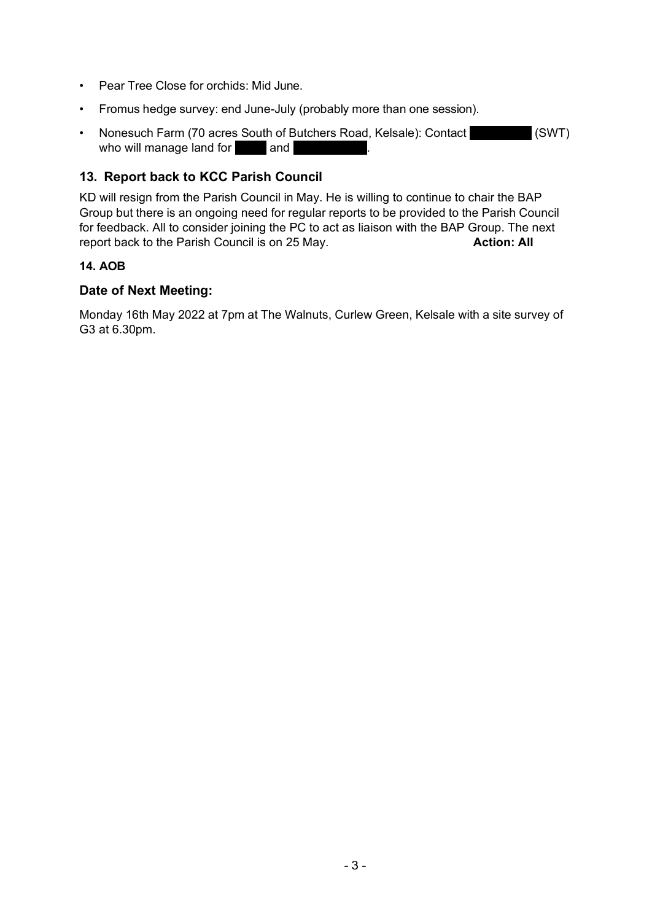- Pear Tree Close for orchids: Mid June.
- Fromus hedge survey: end June-July (probably more than one session).
- Nonesuch Farm (70 acres South of Butchers Road, Kelsale): Contact (SWT) who will manage land for and .

## 13. Report back to KCC Parish Council

KD will resign from the Parish Council in May. He is willing to continue to chair the BAP Group but there is an ongoing need for regular reports to be provided to the Parish Council for feedback. All to consider joining the PC to act as liaison with the BAP Group. The next report back to the Parish Council is on 25 May. **Action: All**

### 14. AOB

## Date of Next Meeting:

Monday 16th May 2022 at 7pm at The Walnuts, Curlew Green, Kelsale with a site survey of G3 at 6.30pm.